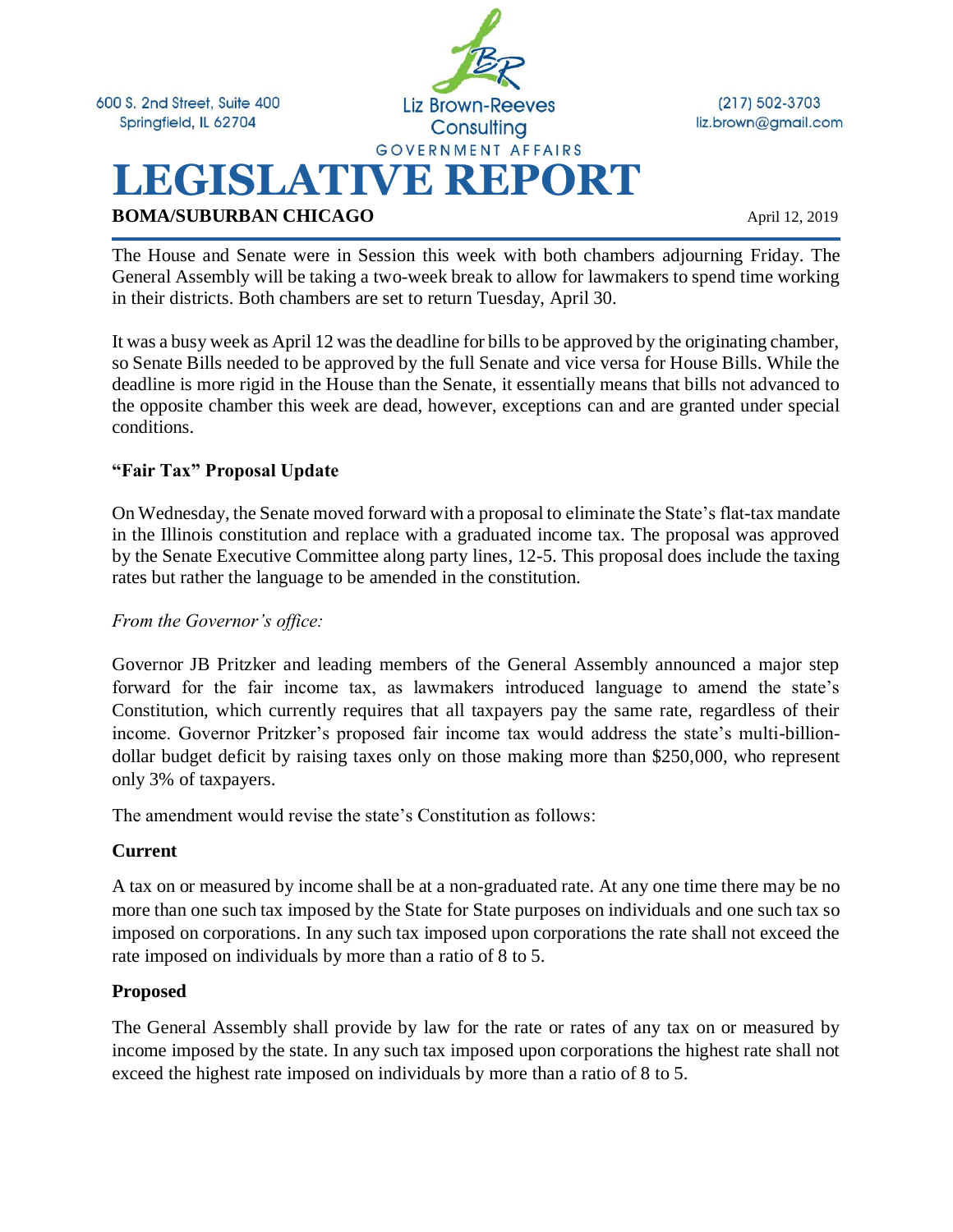600 S. 2nd Street, Suite 400
Springfield, IL 62704

Liz Brown-Reeves Consulting
GOVERNMENT AFFAIRS

(217) 502-3703
liz.brown@gmail.com

# LEGISLATIVE REPORT

**BOMA/SUBURBAN CHICAGO** April 12, 2019

The House and Senate were in Session this week with both chambers adjourning Friday. The General Assembly will be taking a two-week break to allow for lawmakers to spend time working in their districts. Both chambers are set to return Tuesday, April 30.

It was a busy week as April 12 was the deadline for bills to be approved by the originating chamber, so Senate Bills needed to be approved by the full Senate and vice versa for House Bills. While the deadline is more rigid in the House than the Senate, it essentially means that bills not advanced to the opposite chamber this week are dead, however, exceptions can and are granted under special conditions.

## "Fair Tax" Proposal Update

On Wednesday, the Senate moved forward with a proposal to eliminate the State's flat-tax mandate in the Illinois constitution and replace with a graduated income tax. The proposal was approved by the Senate Executive Committee along party lines, 12-5. This proposal does include the taxing rates but rather the language to be amended in the constitution.

*From the Governor's office:*

Governor JB Pritzker and leading members of the General Assembly announced a major step forward for the fair income tax, as lawmakers introduced language to amend the state's Constitution, which currently requires that all taxpayers pay the same rate, regardless of their income. Governor Pritzker's proposed fair income tax would address the state's multi-billion-dollar budget deficit by raising taxes only on those making more than $250,000, who represent only 3% of taxpayers.

The amendment would revise the state's Constitution as follows:

**Current**

A tax on or measured by income shall be at a non-graduated rate. At any one time there may be no more than one such tax imposed by the State for State purposes on individuals and one such tax so imposed on corporations. In any such tax imposed upon corporations the rate shall not exceed the rate imposed on individuals by more than a ratio of 8 to 5.

**Proposed**

The General Assembly shall provide by law for the rate or rates of any tax on or measured by income imposed by the state. In any such tax imposed upon corporations the highest rate shall not exceed the highest rate imposed on individuals by more than a ratio of 8 to 5.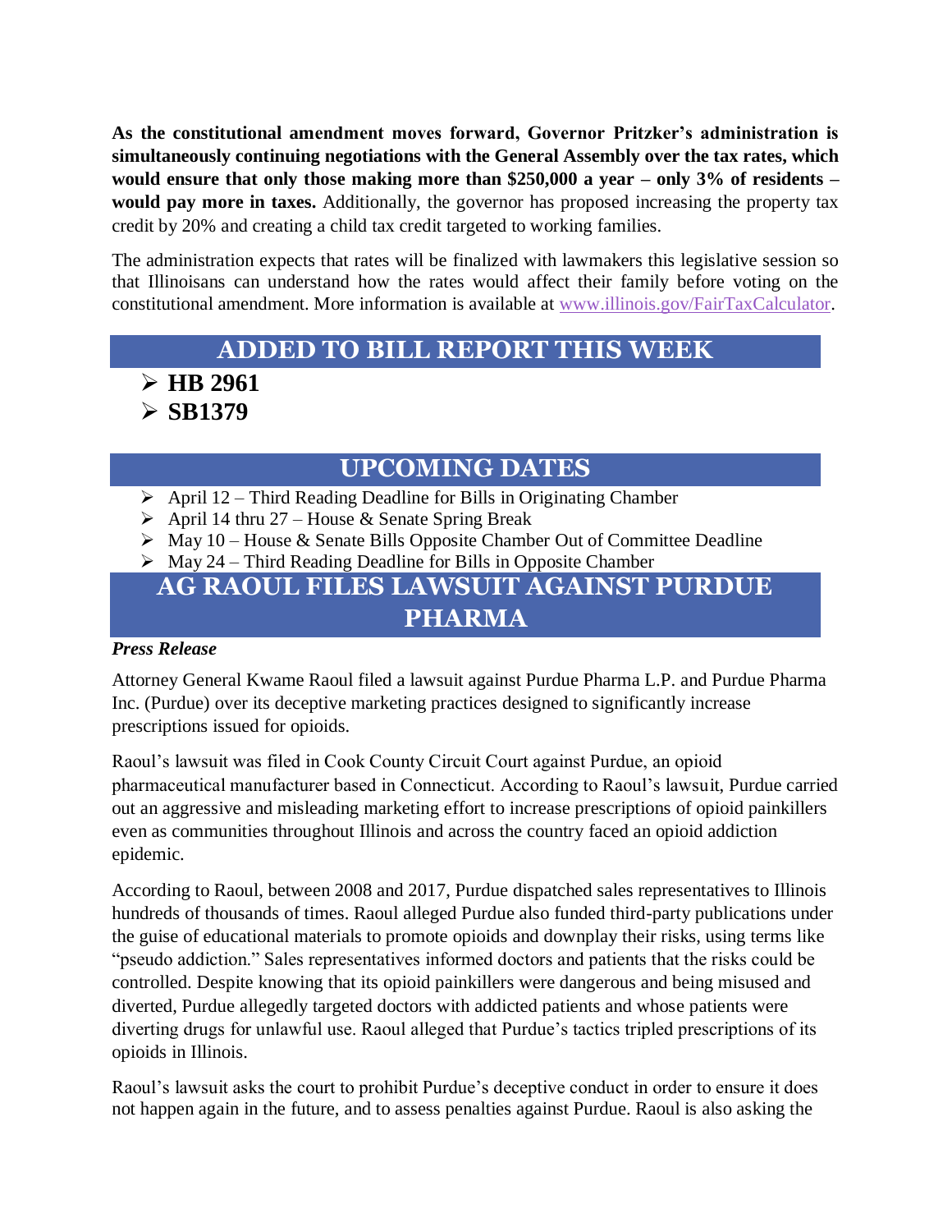**As the constitutional amendment moves forward, Governor Pritzker's administration is simultaneously continuing negotiations with the General Assembly over the tax rates, which would ensure that only those making more than $250,000 a year – only 3% of residents – would pay more in taxes.** Additionally, the governor has proposed increasing the property tax credit by 20% and creating a child tax credit targeted to working families.

The administration expects that rates will be finalized with lawmakers this legislative session so that Illinoisans can understand how the rates would affect their family before voting on the constitutional amendment. More information is available at [www.illinois.gov/FairTaxCalculator](www.illinois.gov/FairTaxCalculator).

## ADDED TO BILL REPORT THIS WEEK

- **HB 2961**
- **SB1379**

## UPCOMING DATES

- April 12 – Third Reading Deadline for Bills in Originating Chamber
- April 14 thru 27 – House & Senate Spring Break
- May 10 – House & Senate Bills Opposite Chamber Out of Committee Deadline
- May 24 – Third Reading Deadline for Bills in Opposite Chamber

## AG RAOUL FILES LAWSUIT AGAINST PURDUE PHARMA

***Press Release***

Attorney General Kwame Raoul filed a lawsuit against Purdue Pharma L.P. and Purdue Pharma Inc. (Purdue) over its deceptive marketing practices designed to significantly increase prescriptions issued for opioids.

Raoul's lawsuit was filed in Cook County Circuit Court against Purdue, an opioid pharmaceutical manufacturer based in Connecticut. According to Raoul's lawsuit, Purdue carried out an aggressive and misleading marketing effort to increase prescriptions of opioid painkillers even as communities throughout Illinois and across the country faced an opioid addiction epidemic.

According to Raoul, between 2008 and 2017, Purdue dispatched sales representatives to Illinois hundreds of thousands of times. Raoul alleged Purdue also funded third-party publications under the guise of educational materials to promote opioids and downplay their risks, using terms like "pseudo addiction." Sales representatives informed doctors and patients that the risks could be controlled. Despite knowing that its opioid painkillers were dangerous and being misused and diverted, Purdue allegedly targeted doctors with addicted patients and whose patients were diverting drugs for unlawful use. Raoul alleged that Purdue's tactics tripled prescriptions of its opioids in Illinois.

Raoul's lawsuit asks the court to prohibit Purdue's deceptive conduct in order to ensure it does not happen again in the future, and to assess penalties against Purdue. Raoul is also asking the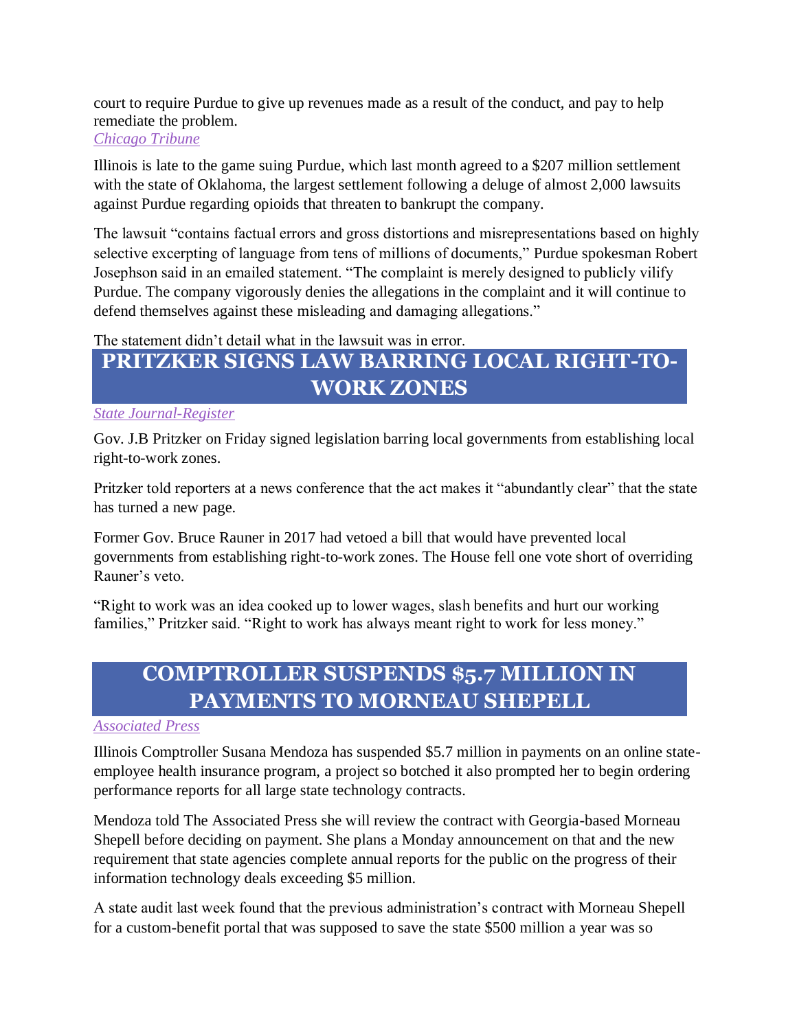court to require Purdue to give up revenues made as a result of the conduct, and pay to help remediate the problem.
*Chicago Tribune*

Illinois is late to the game suing Purdue, which last month agreed to a $207 million settlement with the state of Oklahoma, the largest settlement following a deluge of almost 2,000 lawsuits against Purdue regarding opioids that threaten to bankrupt the company.

The lawsuit "contains factual errors and gross distortions and misrepresentations based on highly selective excerpting of language from tens of millions of documents," Purdue spokesman Robert Josephson said in an emailed statement. "The complaint is merely designed to publicly vilify Purdue. The company vigorously denies the allegations in the complaint and it will continue to defend themselves against these misleading and damaging allegations."

The statement didn't detail what in the lawsuit was in error.

## PRITZKER SIGNS LAW BARRING LOCAL RIGHT-TO-WORK ZONES

*State Journal-Register*

Gov. J.B Pritzker on Friday signed legislation barring local governments from establishing local right-to-work zones.

Pritzker told reporters at a news conference that the act makes it "abundantly clear" that the state has turned a new page.

Former Gov. Bruce Rauner in 2017 had vetoed a bill that would have prevented local governments from establishing right-to-work zones. The House fell one vote short of overriding Rauner's veto.

"Right to work was an idea cooked up to lower wages, slash benefits and hurt our working families," Pritzker said. "Right to work has always meant right to work for less money."

## COMPTROLLER SUSPENDS $5.7 MILLION IN PAYMENTS TO MORNEAU SHEPELL

*Associated Press*

Illinois Comptroller Susana Mendoza has suspended $5.7 million in payments on an online state-employee health insurance program, a project so botched it also prompted her to begin ordering performance reports for all large state technology contracts.

Mendoza told The Associated Press she will review the contract with Georgia-based Morneau Shepell before deciding on payment. She plans a Monday announcement on that and the new requirement that state agencies complete annual reports for the public on the progress of their information technology deals exceeding $5 million.

A state audit last week found that the previous administration's contract with Morneau Shepell for a custom-benefit portal that was supposed to save the state $500 million a year was so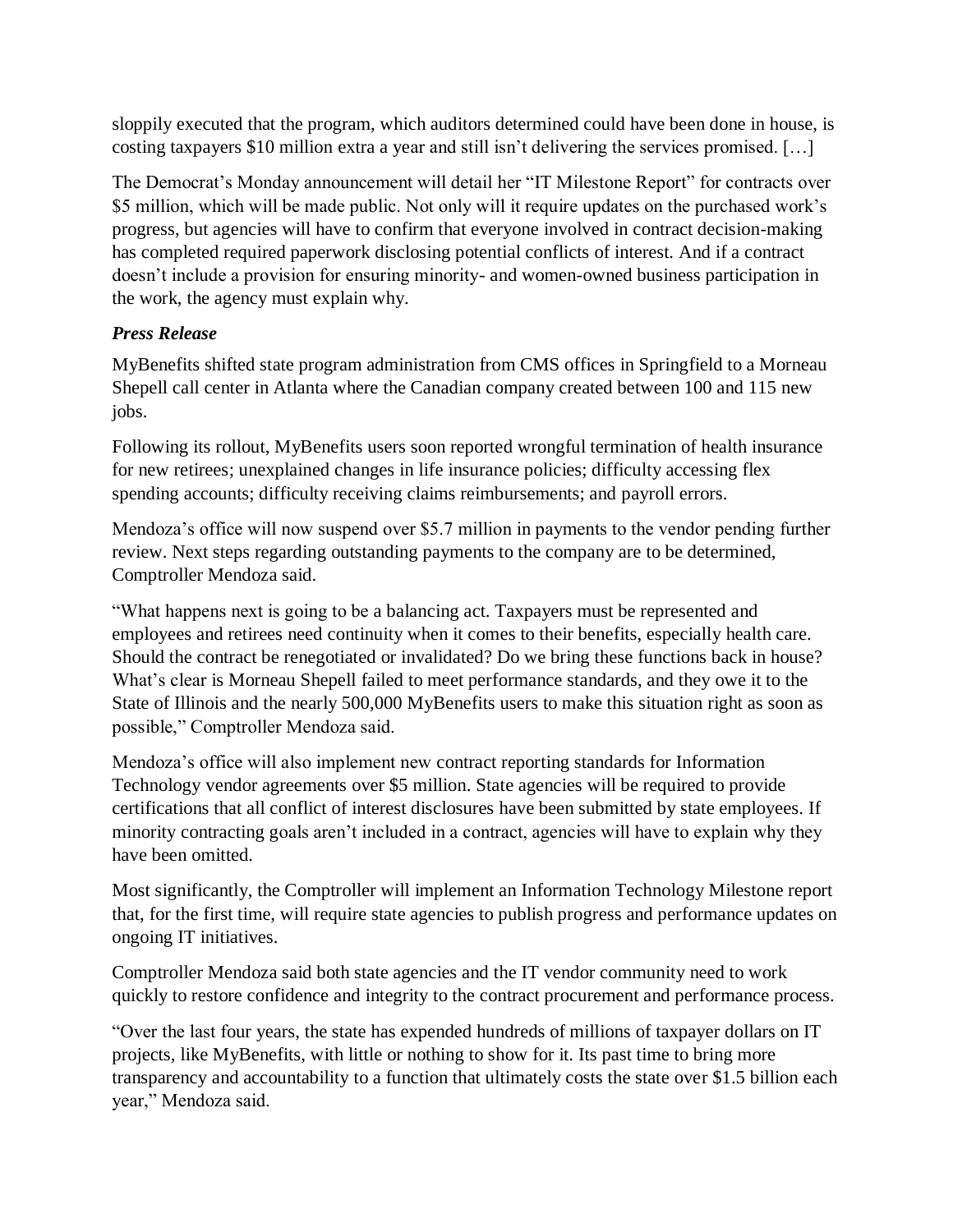sloppily executed that the program, which auditors determined could have been done in house, is costing taxpayers $10 million extra a year and still isn't delivering the services promised. […]

The Democrat's Monday announcement will detail her "IT Milestone Report" for contracts over $5 million, which will be made public. Not only will it require updates on the purchased work's progress, but agencies will have to confirm that everyone involved in contract decision-making has completed required paperwork disclosing potential conflicts of interest. And if a contract doesn't include a provision for ensuring minority- and women-owned business participation in the work, the agency must explain why.

***Press Release***

MyBenefits shifted state program administration from CMS offices in Springfield to a Morneau Shepell call center in Atlanta where the Canadian company created between 100 and 115 new jobs.

Following its rollout, MyBenefits users soon reported wrongful termination of health insurance for new retirees; unexplained changes in life insurance policies; difficulty accessing flex spending accounts; difficulty receiving claims reimbursements; and payroll errors.

Mendoza's office will now suspend over $5.7 million in payments to the vendor pending further review. Next steps regarding outstanding payments to the company are to be determined, Comptroller Mendoza said.

"What happens next is going to be a balancing act. Taxpayers must be represented and employees and retirees need continuity when it comes to their benefits, especially health care. Should the contract be renegotiated or invalidated? Do we bring these functions back in house? What's clear is Morneau Shepell failed to meet performance standards, and they owe it to the State of Illinois and the nearly 500,000 MyBenefits users to make this situation right as soon as possible," Comptroller Mendoza said.

Mendoza's office will also implement new contract reporting standards for Information Technology vendor agreements over $5 million. State agencies will be required to provide certifications that all conflict of interest disclosures have been submitted by state employees. If minority contracting goals aren't included in a contract, agencies will have to explain why they have been omitted.

Most significantly, the Comptroller will implement an Information Technology Milestone report that, for the first time, will require state agencies to publish progress and performance updates on ongoing IT initiatives.

Comptroller Mendoza said both state agencies and the IT vendor community need to work quickly to restore confidence and integrity to the contract procurement and performance process.

"Over the last four years, the state has expended hundreds of millions of taxpayer dollars on IT projects, like MyBenefits, with little or nothing to show for it. Its past time to bring more transparency and accountability to a function that ultimately costs the state over $1.5 billion each year," Mendoza said.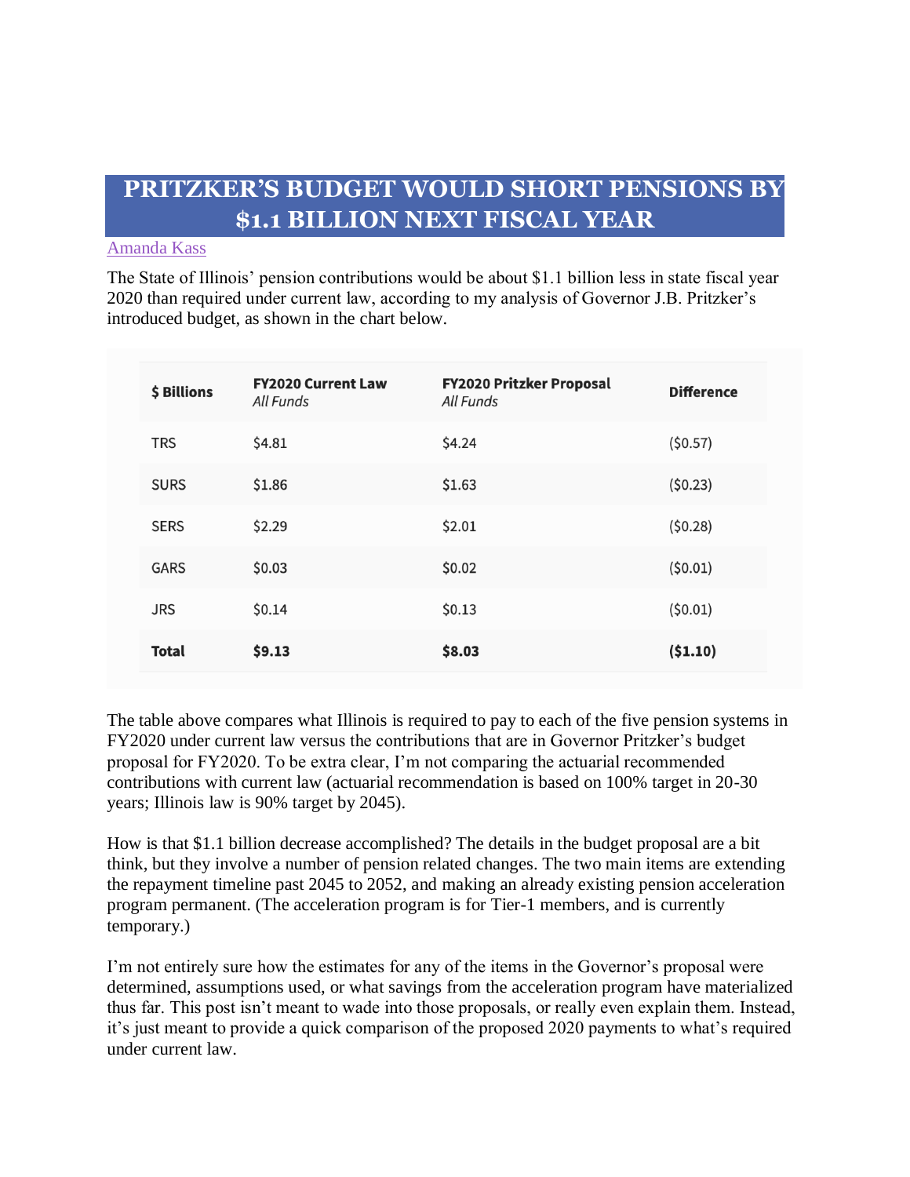# PRITZKER'S BUDGET WOULD SHORT PENSIONS BY $1.1 BILLION NEXT FISCAL YEAR

Amanda Kass

The State of Illinois' pension contributions would be about $1.1 billion less in state fiscal year 2020 than required under current law, according to my analysis of Governor J.B. Pritzker's introduced budget, as shown in the chart below.

| **$ Billions** | **FY2020 Current Law** *All Funds* | **FY2020 Pritzker Proposal** *All Funds* | **Difference** |
|---|---|---|---|
| TRS | $4.81 | $4.24 | ($0.57) |
| SURS | $1.86 | $1.63 | ($0.23) |
| SERS | $2.29 | $2.01 | ($0.28) |
| GARS | $0.03 | $0.02 | ($0.01) |
| JRS | $0.14 | $0.13 | ($0.01) |
| **Total** | **$9.13** | **$8.03** | **($1.10)** |

The table above compares what Illinois is required to pay to each of the five pension systems in FY2020 under current law versus the contributions that are in Governor Pritzker's budget proposal for FY2020. To be extra clear, I'm not comparing the actuarial recommended contributions with current law (actuarial recommendation is based on 100% target in 20-30 years; Illinois law is 90% target by 2045).

How is that $1.1 billion decrease accomplished? The details in the budget proposal are a bit think, but they involve a number of pension related changes. The two main items are extending the repayment timeline past 2045 to 2052, and making an already existing pension acceleration program permanent. (The acceleration program is for Tier-1 members, and is currently temporary.)

I'm not entirely sure how the estimates for any of the items in the Governor's proposal were determined, assumptions used, or what savings from the acceleration program have materialized thus far. This post isn't meant to wade into those proposals, or really even explain them. Instead, it's just meant to provide a quick comparison of the proposed 2020 payments to what's required under current law.